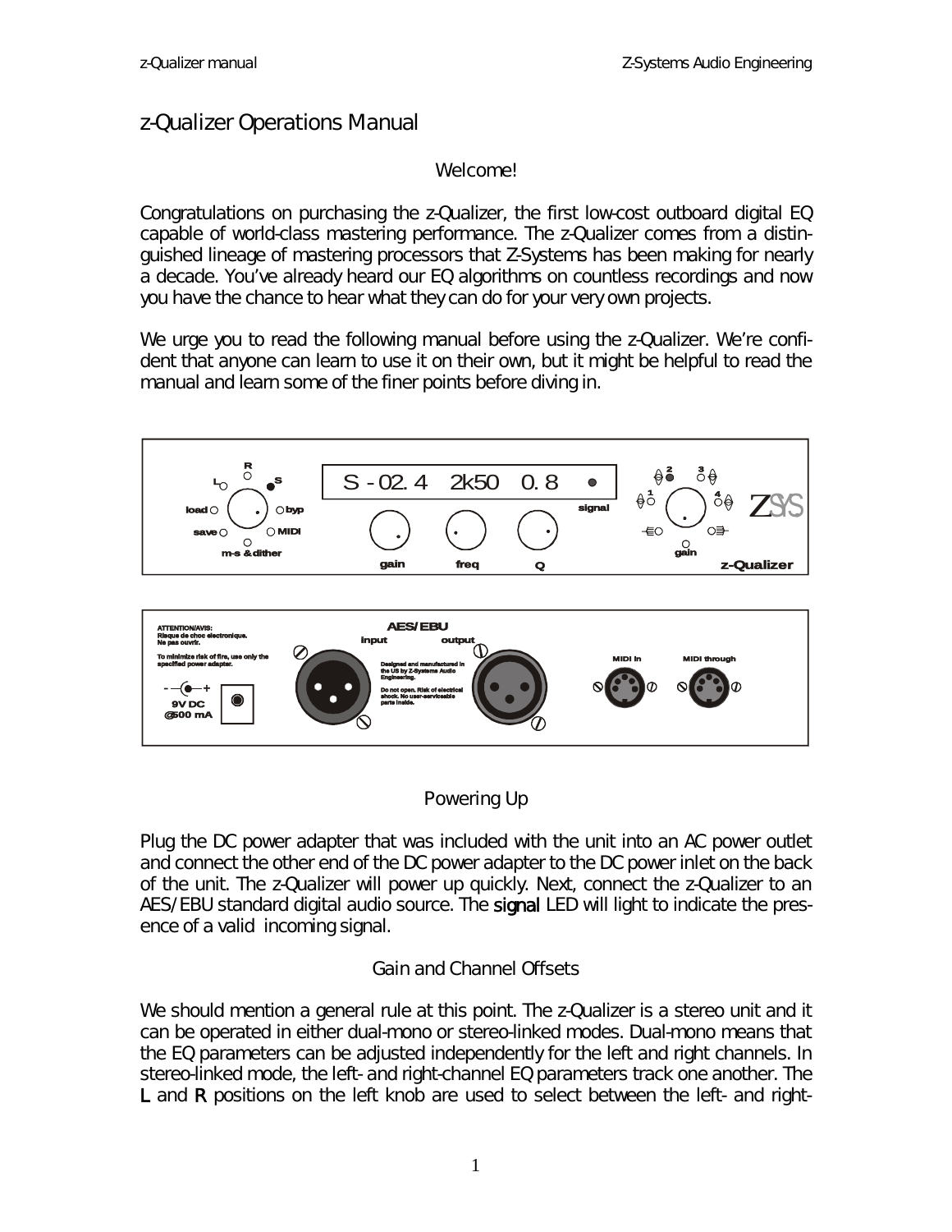# z-Qualizer Operations Manual

## Welcome!

Congratulations on purchasing the z-Qualizer, the first low-cost outboard digital EQ capable of world-class mastering performance. The z-Qualizer comes from a distinguished lineage of mastering processors that Z-Systems has been making for nearly a decade. You've already heard our EQ algorithms on countless recordings and now you have the chance to hear what they can do for your very own projects.

We urge you to read the following manual before using the z-Qualizer. We're confident that anyone can learn to use it on their own, but it might be helpful to read the manual and learn some of the finer points before diving in.

## Powering Up

Plug the DC power adapter that was included with the unit into an AC power outlet and connect the other end of the DC power adapter to the DC power inlet on the back of the unit. The z-Qualizer will power up quickly. Next, connect the z-Qualizer to an AES/EBU standard digital audio source. The **signal** LED will light to indicate the presence of a valid incoming signal.

## Gain and Channel Offsets

We should mention a general rule at this point. The z-Qualizer is a stereo unit and it can be operated in either dual-mono or stereo-linked modes. Dual-mono means that the EQ parameters can be adjusted independently for the left and right channels. In stereo-linked mode, the left- and right-channel EQ parameters track one another. The **L** and **R** positions on the left knob are used to select between the left- and right-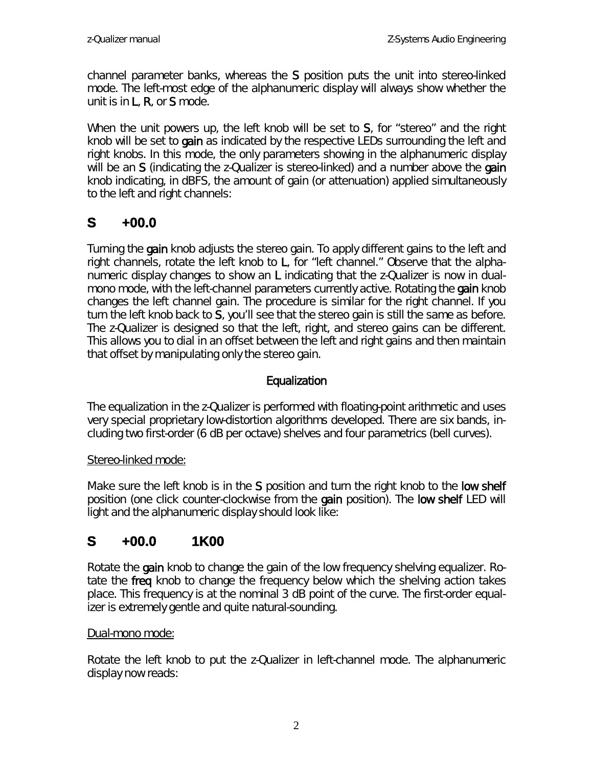channel parameter banks, whereas the **S** position puts the unit into stereo-linked mode. The left-most edge of the alphanumeric display will always show whether the unit is in **L**, **R**, or **S** mode.

When the unit powers up, the left knob will be set to **S**, for "stereo" and the right knob will be set to **gain** as indicated by the respective LEDs surrounding the left and right knobs. In this mode, the only parameters showing in the alphanumeric display will be an **S** (indicating the z-Qualizer is stereo-linked) and a number above the **gain** knob indicating, in dBFS, the amount of gain (or attenuation) applied simultaneously to the left and right channels:

**S +00.0**

Turning the **gain** knob adjusts the stereo gain. To apply different gains to the left and right channels, rotate the left knob to **L**, for "left channel." Observe that the alphanumeric display changes to show an **L** indicating that the z-Qualizer is now in dual-mono mode, with the left-channel parameters currently active. Rotating the **gain** knob changes the left channel gain. The procedure is similar for the right channel. If you turn the left knob back to **S**, you'll see that the stereo gain is still the same as before. The z-Qualizer is designed so that the left, right, and stereo gains can be different. This allows you to dial in an offset between the left and right gains and then maintain that offset by manipulating only the stereo gain.

## Equalization

The equalization in the z-Qualizer is performed with floating-point arithmetic and uses very special proprietary low-distortion algorithms developed. There are six bands, including two first-order (6 dB per octave) shelves and four parametrics (bell curves).

<u>Stereo-linked mode:</u>

Make sure the left knob is in the **S** position and turn the right knob to the **low shelf** position (one click counter-clockwise from the **gain** position). The **low shelf** LED will light and the alphanumeric display should look like:

**S +00.0 1K00**

Rotate the **gain** knob to change the gain of the low frequency shelving equalizer. Rotate the **freq** knob to change the frequency below which the shelving action takes place. This frequency is at the nominal 3 dB point of the curve. The first-order equalizer is extremely gentle and quite natural-sounding.

<u>Dual-mono mode:</u>

Rotate the left knob to put the z-Qualizer in left-channel mode. The alphanumeric display now reads: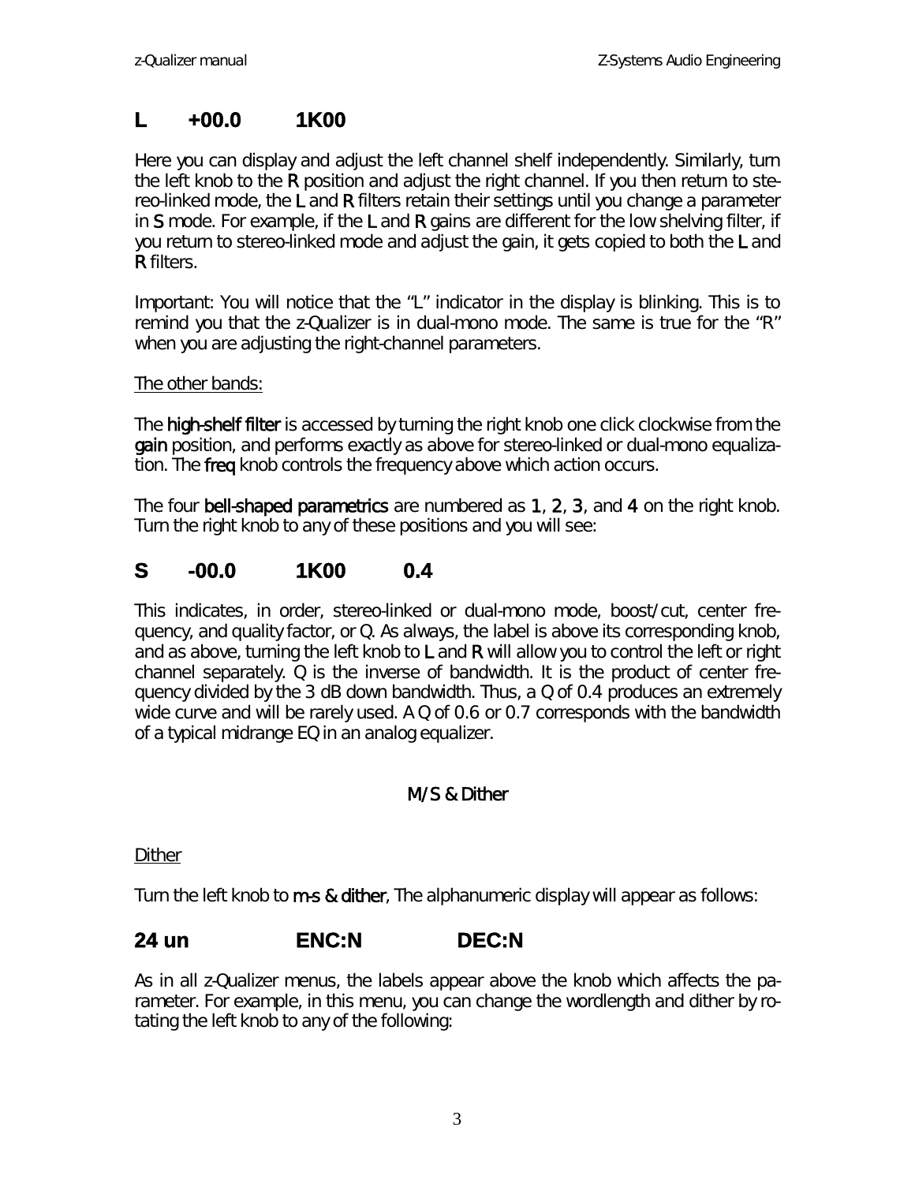## L +00.0 1K00

Here you can display and adjust the left channel shelf independently. Similarly, turn the left knob to the **R** position and adjust the right channel. If you then return to stereo-linked mode, the **L** and **R** filters retain their settings until you change a parameter in **S** mode. For example, if the **L** and **R** gains are different for the low shelving filter, if you return to stereo-linked mode and adjust the gain, it gets copied to both the **L** and **R** filters.

Important: You will notice that the "L" indicator in the display is blinking. This is to remind you that the z-Qualizer is in dual-mono mode. The same is true for the "R" when you are adjusting the right-channel parameters.

The other bands:

The **high-shelf filter** is accessed by turning the right knob one click clockwise from the **gain** position, and performs exactly as above for stereo-linked or dual-mono equalization. The **freq** knob controls the frequency above which action occurs.

The four **bell-shaped parametrics** are numbered as **1**, **2**, **3**, and **4** on the right knob. Turn the right knob to any of these positions and you will see:

## S -00.0 1K00 0.4

This indicates, in order, stereo-linked or dual-mono mode, boost/cut, center frequency, and quality factor, or Q. As always, the label is above its corresponding knob, and as above, turning the left knob to **L** and **R** will allow you to control the left or right channel separately. Q is the inverse of bandwidth. It is the product of center frequency divided by the 3 dB down bandwidth. Thus, a Q of 0.4 produces an extremely wide curve and will be rarely used. A Q of 0.6 or 0.7 corresponds with the bandwidth of a typical midrange EQ in an analog equalizer.

### M/S & Dither

Dither

Turn the left knob to **m-s & dither**, The alphanumeric display will appear as follows:

## 24 un ENC:N DEC:N

As in all z-Qualizer menus, the labels appear above the knob which affects the parameter. For example, in this menu, you can change the wordlength and dither by rotating the left knob to any of the following: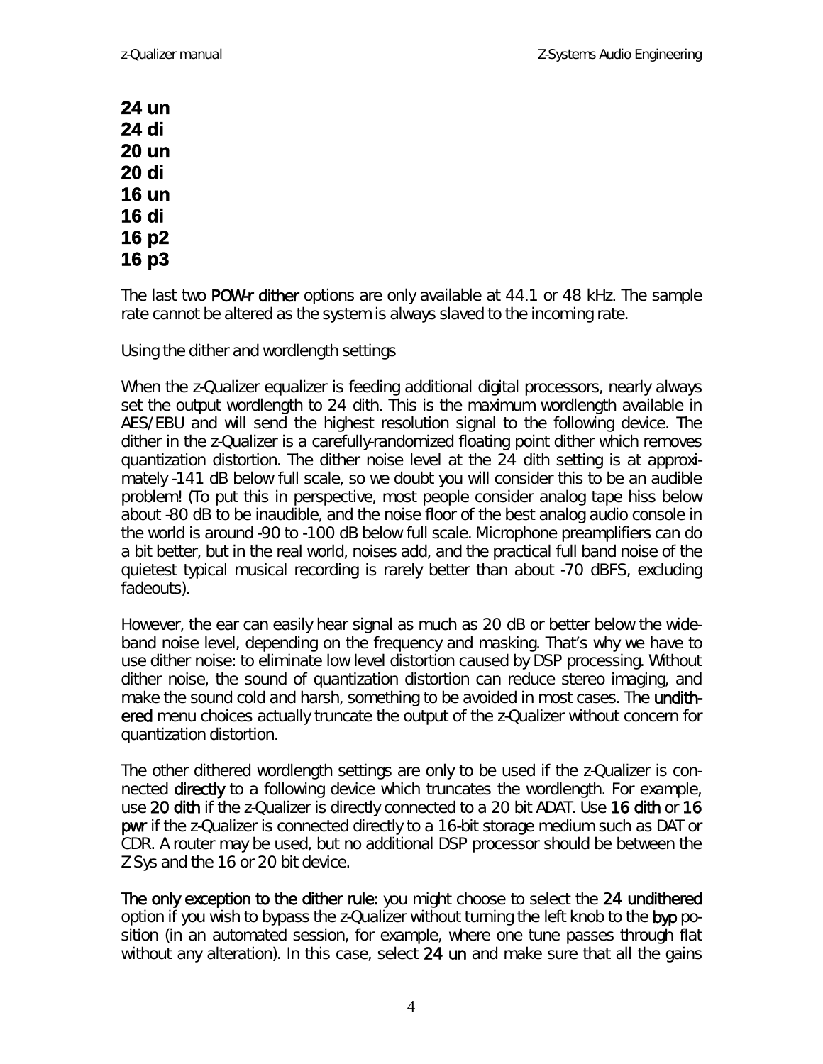**24 un**
**24 di**
**20 un**
**20 di**
**16 un**
**16 di**
**16 p2**
**16 p3**

The last two POW-r dither options are only available at 44.1 or 48 kHz. The sample rate cannot be altered as the system is always slaved to the incoming rate.

Using the dither and wordlength settings

When the z-Qualizer equalizer is feeding additional digital processors, nearly always set the output wordlength to 24 dith. This is the maximum wordlength available in AES/EBU and will send the highest resolution signal to the following device. The dither in the z-Qualizer is a carefully-randomized floating point dither which removes quantization distortion. The dither noise level at the 24 dith setting is at approximately -141 dB below full scale, so we doubt you will consider this to be an audible problem! (To put this in perspective, most people consider analog tape hiss below about -80 dB to be inaudible, and the noise floor of the best analog audio console in the world is around -90 to -100 dB below full scale. Microphone preamplifiers can do a bit better, but in the real world, noises add, and the practical full band noise of the quietest typical musical recording is rarely better than about -70 dBFS, excluding fadeouts).

However, the ear can easily hear signal as much as 20 dB or better below the wideband noise level, depending on the frequency and masking. That's why we have to use dither noise: to eliminate low level distortion caused by DSP processing. Without dither noise, the sound of quantization distortion can reduce stereo imaging, and make the sound cold and harsh, something to be avoided in most cases. The undithered menu choices actually truncate the output of the z-Qualizer without concern for quantization distortion.

The other dithered wordlength settings are only to be used if the z-Qualizer is connected directly to a following device which truncates the wordlength. For example, use 20 dith if the z-Qualizer is directly connected to a 20 bit ADAT. Use 16 dith or 16 pwr if the z-Qualizer is connected directly to a 16-bit storage medium such as DAT or CDR. A router may be used, but no additional DSP processor should be between the Z Sys and the 16 or 20 bit device.

The only exception to the dither rule: you might choose to select the 24 undithered option if you wish to bypass the z-Qualizer without turning the left knob to the byp position (in an automated session, for example, where one tune passes through flat without any alteration). In this case, select 24 un and make sure that all the gains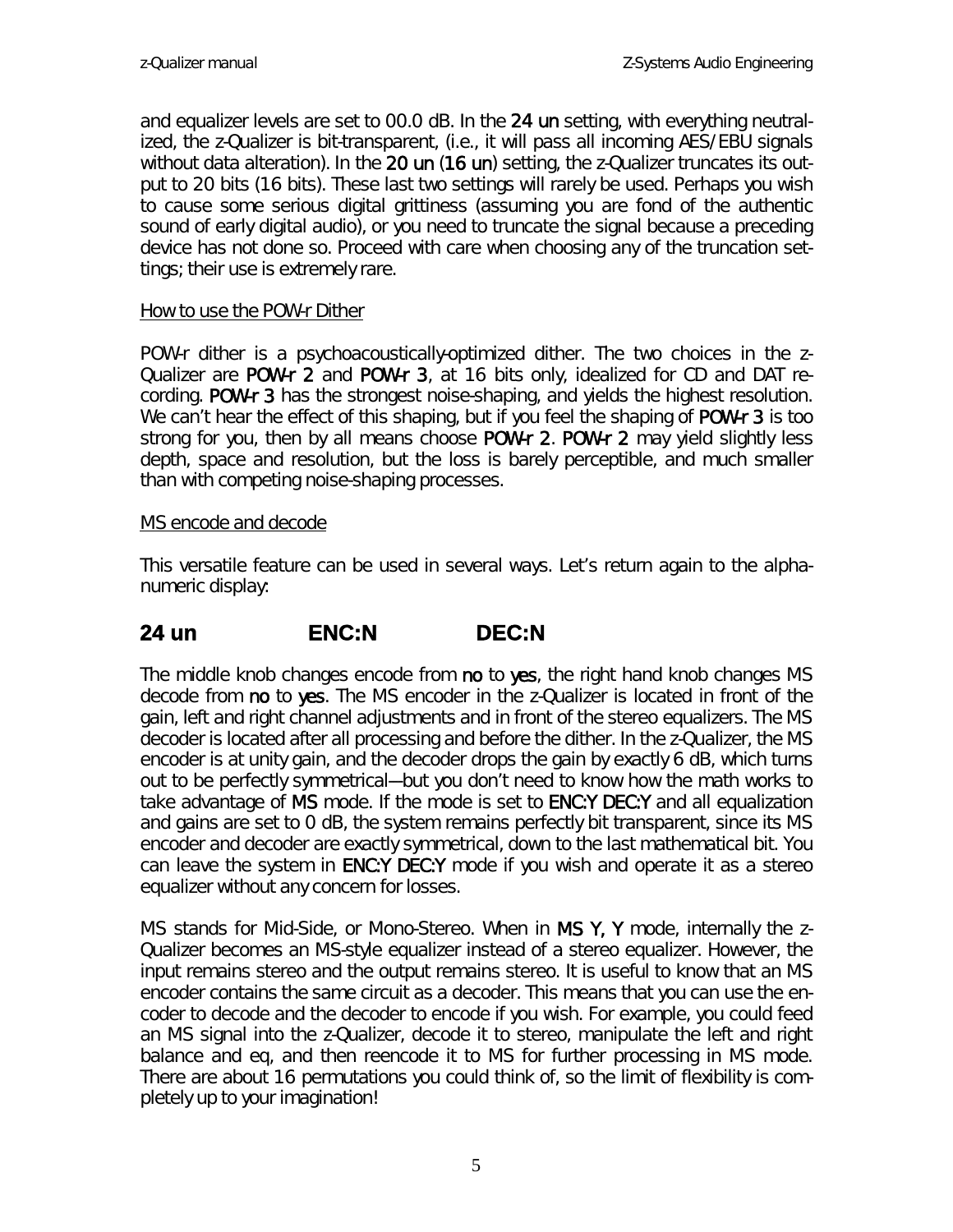and equalizer levels are set to 00.0 dB. In the 24 un setting, with everything neutralized, the z-Qualizer is bit-transparent, (i.e., it will pass all incoming AES/EBU signals without data alteration). In the 20 un (16 un) setting, the z-Qualizer truncates its output to 20 bits (16 bits). These last two settings will rarely be used. Perhaps you wish to cause some serious digital grittiness (assuming you are fond of the authentic sound of early digital audio), or you need to truncate the signal because a preceding device has not done so. Proceed with care when choosing any of the truncation settings; their use is extremely rare.

How to use the POW-r Dither

POW-r dither is a psychoacoustically-optimized dither. The two choices in the z-Qualizer are POW-r 2 and POW-r 3, at 16 bits only, idealized for CD and DAT recording. POW-r 3 has the strongest noise-shaping, and yields the highest resolution. We can't hear the effect of this shaping, but if you feel the shaping of POW-r 3 is too strong for you, then by all means choose POW-r 2. POW-r 2 may yield slightly less depth, space and resolution, but the loss is barely perceptible, and much smaller than with competing noise-shaping processes.

MS encode and decode

This versatile feature can be used in several ways. Let's return again to the alphanumeric display:

**24 un ENC:N DEC:N**

The middle knob changes encode from no to yes, the right hand knob changes MS decode from no to yes. The MS encoder in the z-Qualizer is located in front of the gain, left and right channel adjustments and in front of the stereo equalizers. The MS decoder is located after all processing and before the dither. In the z-Qualizer, the MS encoder is at unity gain, and the decoder drops the gain by exactly 6 dB, which turns out to be perfectly symmetrical—but you don't need to know how the math works to take advantage of MS mode. If the mode is set to ENC:Y DEC:Y and all equalization and gains are set to 0 dB, the system remains perfectly bit transparent, since its MS encoder and decoder are exactly symmetrical, down to the last mathematical bit. You can leave the system in ENC:Y DEC:Y mode if you wish and operate it as a stereo equalizer without any concern for losses.

MS stands for Mid-Side, or Mono-Stereo. When in MS Y, Y mode, internally the z-Qualizer becomes an MS-style equalizer instead of a stereo equalizer. However, the input remains stereo and the output remains stereo. It is useful to know that an MS encoder contains the same circuit as a decoder. This means that you can use the encoder to decode and the decoder to encode if you wish. For example, you could feed an MS signal into the z-Qualizer, decode it to stereo, manipulate the left and right balance and eq, and then reencode it to MS for further processing in MS mode. There are about 16 permutations you could think of, so the limit of flexibility is completely up to your imagination!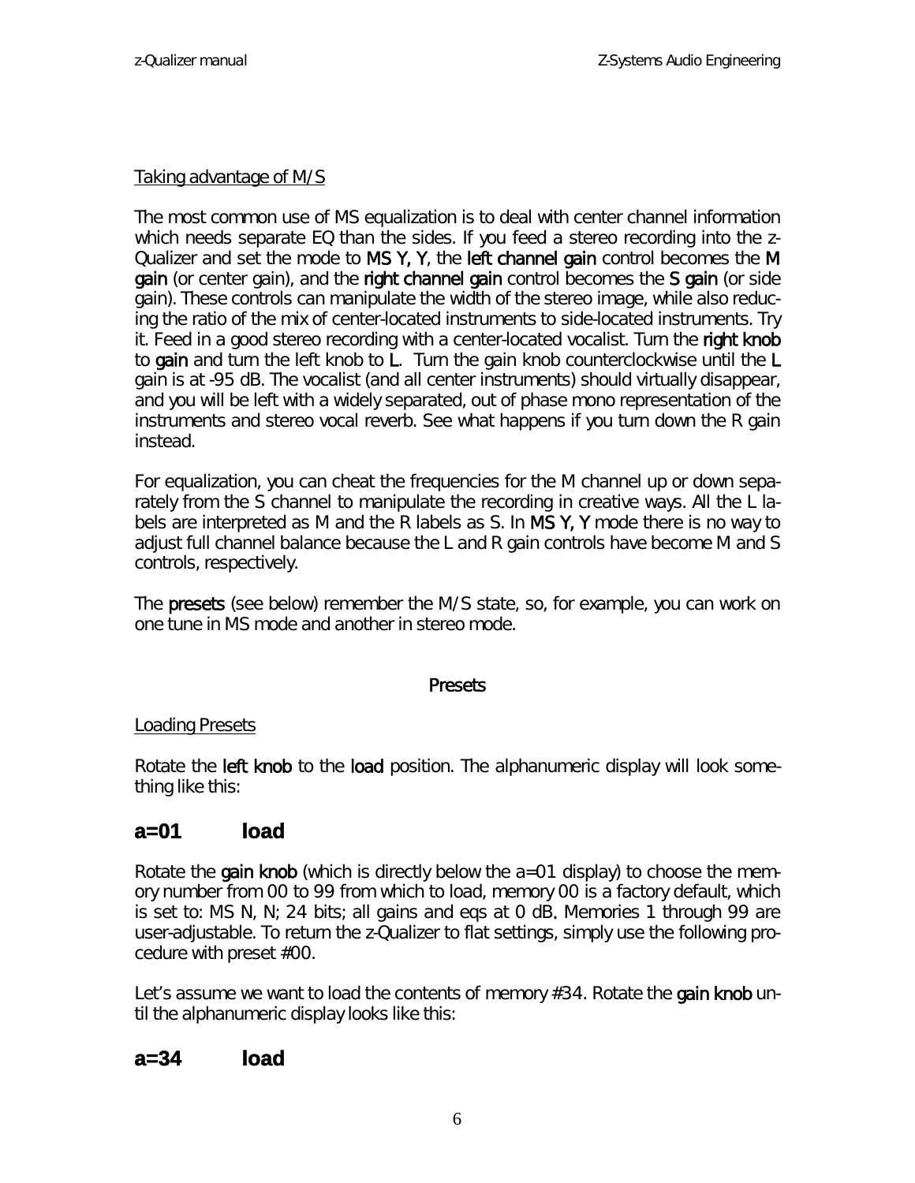Taking advantage of M/S

The most common use of MS equalization is to deal with center channel information which needs separate EQ than the sides. If you feed a stereo recording into the z-Qualizer and set the mode to **MS Y, Y**, the **left channel gain** control becomes the **M gain** (or center gain), and the **right channel gain** control becomes the **S gain** (or side gain). These controls can manipulate the width of the stereo image, while also reducing the ratio of the mix of center-located instruments to side-located instruments. Try it. Feed in a good stereo recording with a center-located vocalist. Turn the **right knob** to **gain** and turn the left knob to **L**. Turn the gain knob counterclockwise until the **L** gain is at -95 dB. The vocalist (and all center instruments) should virtually disappear, and you will be left with a widely separated, out of phase mono representation of the instruments and stereo vocal reverb. See what happens if you turn down the R gain instead.

For equalization, you can cheat the frequencies for the M channel up or down separately from the S channel to manipulate the recording in creative ways. All the L labels are interpreted as M and the R labels as S. In **MS Y, Y** mode there is no way to adjust full channel balance because the L and R gain controls have become M and S controls, respectively.

The **presets** (see below) remember the M/S state, so, for example, you can work on one tune in MS mode and another in stereo mode.

## Presets

Loading Presets

Rotate the **left knob** to the **load** position. The alphanumeric display will look something like this:

### a=01 load

Rotate the **gain knob** (which is directly below the a=01 display) to choose the memory number from 00 to 99 from which to load, memory 00 is a factory default, which is set to: MS N, N; 24 bits; all gains and eqs at 0 dB**.** Memories 1 through 99 are user-adjustable. To return the z-Qualizer to flat settings, simply use the following procedure with preset #00.

Let's assume we want to load the contents of memory #34. Rotate the **gain knob** until the alphanumeric display looks like this:

### a=34 load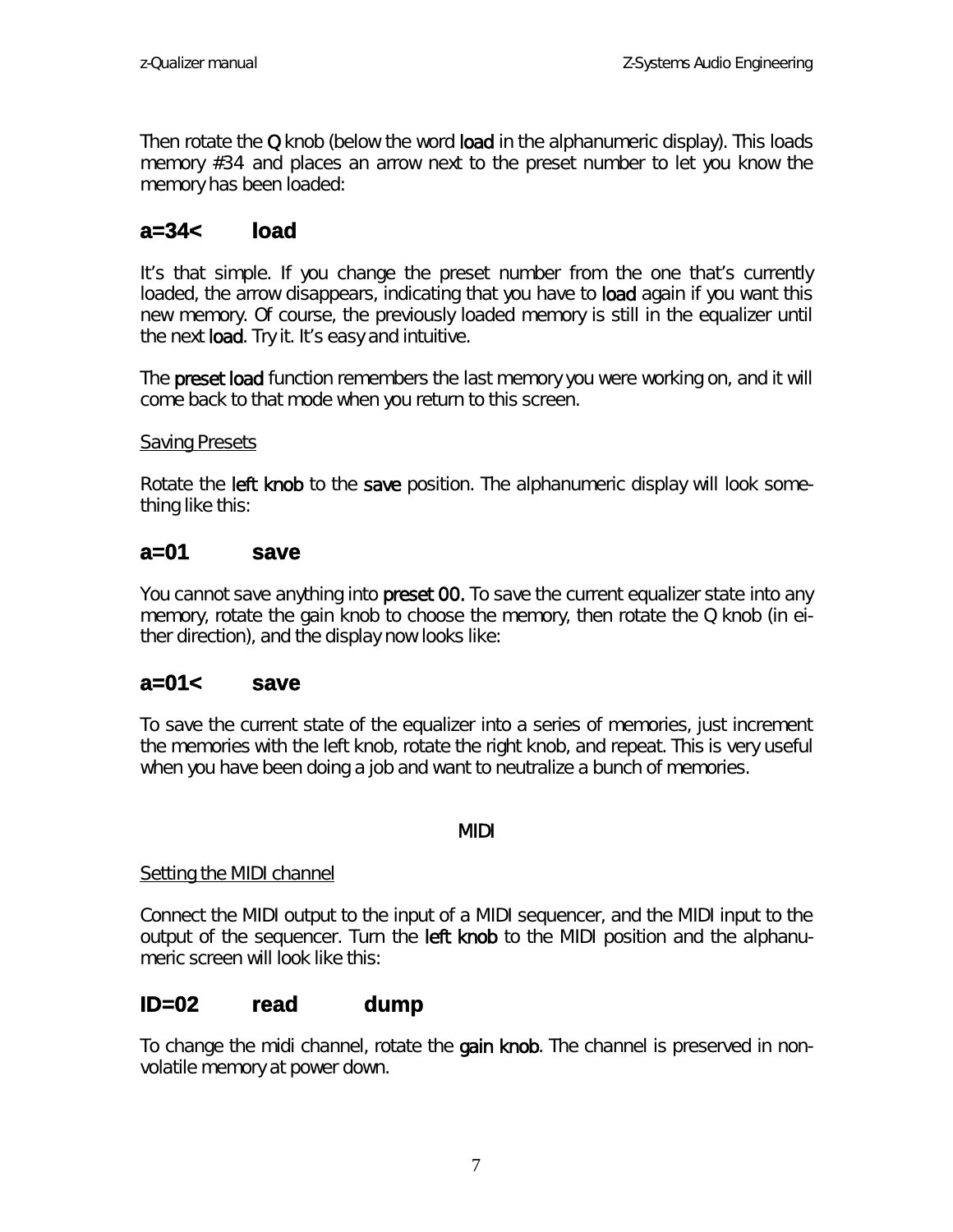Then rotate the **Q** knob (below the word **load** in the alphanumeric display). This loads memory #34 and places an arrow next to the preset number to let you know the memory has been loaded:

## a=34<        load

It's that simple. If you change the preset number from the one that's currently loaded, the arrow disappears, indicating that you have to **load** again if you want this new memory. Of course, the previously loaded memory is still in the equalizer until the next **load**. Try it. It's easy and intuitive.

The **preset load** function remembers the last memory you were working on, and it will come back to that mode when you return to this screen.

<u>Saving Presets</u>

Rotate the **left knob** to the **save** position. The alphanumeric display will look something like this:

## a=01        save

You cannot save anything into **preset 00.** To save the current equalizer state into any memory, rotate the gain knob to choose the memory, then rotate the Q knob (in either direction), and the display now looks like:

## a=01<        save

To save the current state of the equalizer into a series of memories, just increment the memories with the left knob, rotate the right knob, and repeat. This is very useful when you have been doing a job and want to neutralize a bunch of memories.

**MIDI**

<u>Setting the MIDI channel</u>

Connect the MIDI output to the input of a MIDI sequencer, and the MIDI input to the output of the sequencer. Turn the **left knob** to the MIDI position and the alphanumeric screen will look like this:

## ID=02        read        dump

To change the midi channel, rotate the **gain knob**. The channel is preserved in non-volatile memory at power down.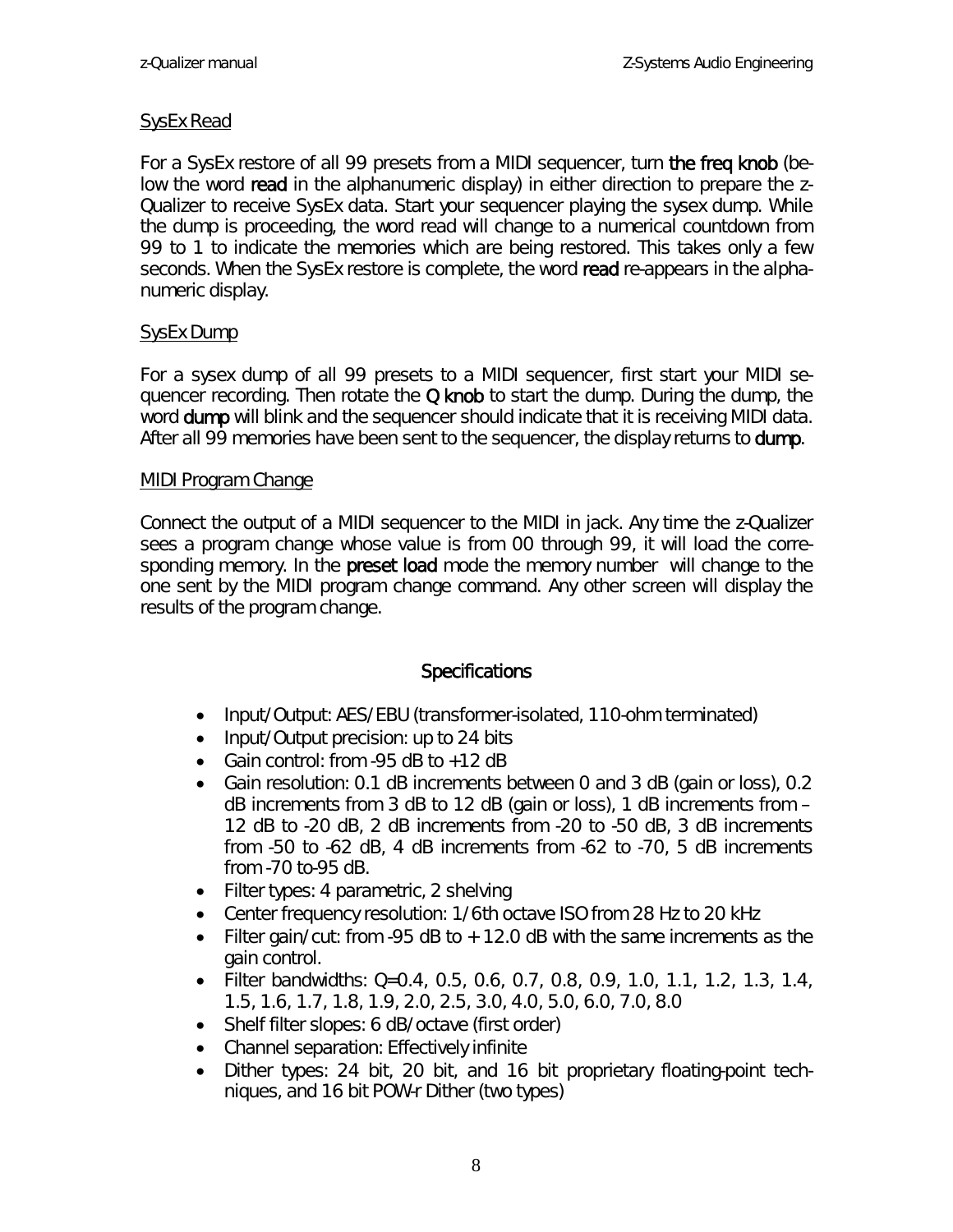### SysEx Read

For a SysEx restore of all 99 presets from a MIDI sequencer, turn **the freq knob** (below the word **read** in the alphanumeric display) in either direction to prepare the z-Qualizer to receive SysEx data. Start your sequencer playing the sysex dump. While the dump is proceeding, the word read will change to a numerical countdown from 99 to 1 to indicate the memories which are being restored. This takes only a few seconds. When the SysEx restore is complete, the word **read** re-appears in the alphanumeric display.

### SysEx Dump

For a sysex dump of all 99 presets to a MIDI sequencer, first start your MIDI sequencer recording. Then rotate the **Q knob** to start the dump. During the dump, the word **dump** will blink and the sequencer should indicate that it is receiving MIDI data. After all 99 memories have been sent to the sequencer, the display returns to **dump**.

### MIDI Program Change

Connect the output of a MIDI sequencer to the MIDI in jack. Any time the z-Qualizer sees a program change whose value is from 00 through 99, it will load the corresponding memory. In the **preset load** mode the memory number will change to the one sent by the MIDI program change command. Any other screen will display the results of the program change.

## Specifications

- Input/Output: AES/EBU (transformer-isolated, 110-ohm terminated)
- Input/Output precision: up to 24 bits
- Gain control: from -95 dB to +12 dB
- Gain resolution: 0.1 dB increments between 0 and 3 dB (gain or loss), 0.2 dB increments from 3 dB to 12 dB (gain or loss), 1 dB increments from –12 dB to -20 dB, 2 dB increments from -20 to -50 dB, 3 dB increments from -50 to -62 dB, 4 dB increments from -62 to -70, 5 dB increments from -70 to-95 dB.
- Filter types: 4 parametric, 2 shelving
- Center frequency resolution: 1/6th octave ISO from 28 Hz to 20 kHz
- Filter gain/cut: from -95 dB to + 12.0 dB with the same increments as the gain control.
- Filter bandwidths: Q=0.4, 0.5, 0.6, 0.7, 0.8, 0.9, 1.0, 1.1, 1.2, 1.3, 1.4, 1.5, 1.6, 1.7, 1.8, 1.9, 2.0, 2.5, 3.0, 4.0, 5.0, 6.0, 7.0, 8.0
- Shelf filter slopes: 6 dB/octave (first order)
- Channel separation: Effectively infinite
- Dither types: 24 bit, 20 bit, and 16 bit proprietary floating-point techniques, and 16 bit POW-r Dither (two types)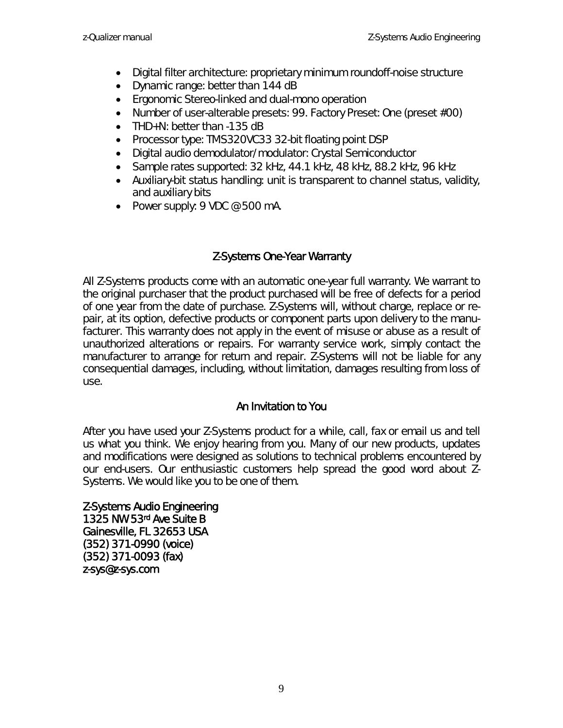- Digital filter architecture: proprietary minimum roundoff-noise structure
- Dynamic range: better than 144 dB
- Ergonomic Stereo-linked and dual-mono operation
- Number of user-alterable presets: 99. Factory Preset: One (preset #00)
- THD+N: better than -135 dB
- Processor type: TMS320VC33 32-bit floating point DSP
- Digital audio demodulator/modulator: Crystal Semiconductor
- Sample rates supported: 32 kHz, 44.1 kHz, 48 kHz, 88.2 kHz, 96 kHz
- Auxiliary-bit status handling: unit is transparent to channel status, validity, and auxiliary bits
- Power supply: 9 VDC @ 500 mA.

## Z-Systems One-Year Warranty

All Z-Systems products come with an automatic one-year full warranty. We warrant to the original purchaser that the product purchased will be free of defects for a period of one year from the date of purchase. Z-Systems will, without charge, replace or repair, at its option, defective products or component parts upon delivery to the manufacturer. This warranty does not apply in the event of misuse or abuse as a result of unauthorized alterations or repairs. For warranty service work, simply contact the manufacturer to arrange for return and repair. Z-Systems will not be liable for any consequential damages, including, without limitation, damages resulting from loss of use.

## An Invitation to You

After you have used your Z-Systems product for a while, call, fax or email us and tell us what you think. We enjoy hearing from you. Many of our new products, updates and modifications were designed as solutions to technical problems encountered by our end-users. Our enthusiastic customers help spread the good word about Z-Systems. We would like you to be one of them.

Z-Systems Audio Engineering
1325 NW 53rd Ave Suite B
Gainesville, FL 32653 USA
(352) 371-0990 (voice)
(352) 371-0093 (fax)
z-sys@z-sys.com